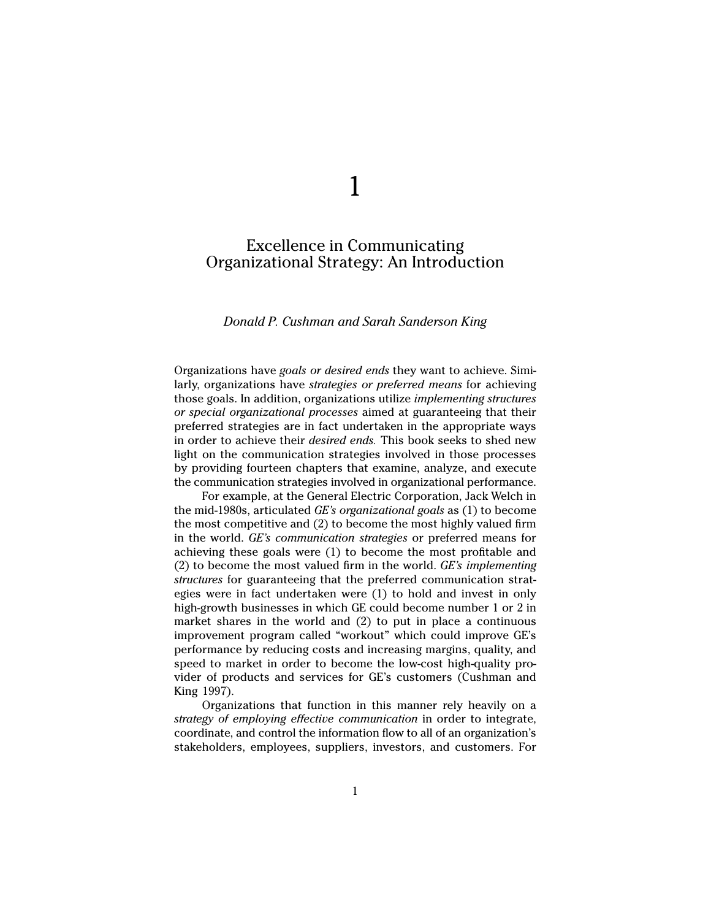# 1

## Excellence in Communicating Organizational Strategy: An Introduction

*Donald P. Cushman and Sarah Sanderson King*

Organizations have *goals or desired ends* they want to achieve. Similarly, organizations have *strategies or preferred means* for achieving those goals. In addition, organizations utilize *implementing structures or special organizational processes* aimed at guaranteeing that their preferred strategies are in fact undertaken in the appropriate ways in order to achieve their *desired ends.* This book seeks to shed new light on the communication strategies involved in those processes by providing fourteen chapters that examine, analyze, and execute the communication strategies involved in organizational performance.

For example, at the General Electric Corporation, Jack Welch in the mid-1980s, articulated *GE's organizational goals* as (1) to become the most competitive and (2) to become the most highly valued firm in the world. *GE's communication strategies* or preferred means for achieving these goals were (1) to become the most profitable and (2) to become the most valued firm in the world. *GE's implementing structures* for guaranteeing that the preferred communication strategies were in fact undertaken were (1) to hold and invest in only high-growth businesses in which GE could become number 1 or 2 in market shares in the world and (2) to put in place a continuous improvement program called "workout" which could improve GE's performance by reducing costs and increasing margins, quality, and speed to market in order to become the low-cost high-quality provider of products and services for GE's customers (Cushman and King 1997).

Organizations that function in this manner rely heavily on a *strategy of employing effective communication* in order to integrate, coordinate, and control the information flow to all of an organization's stakeholders, employees, suppliers, investors, and customers. For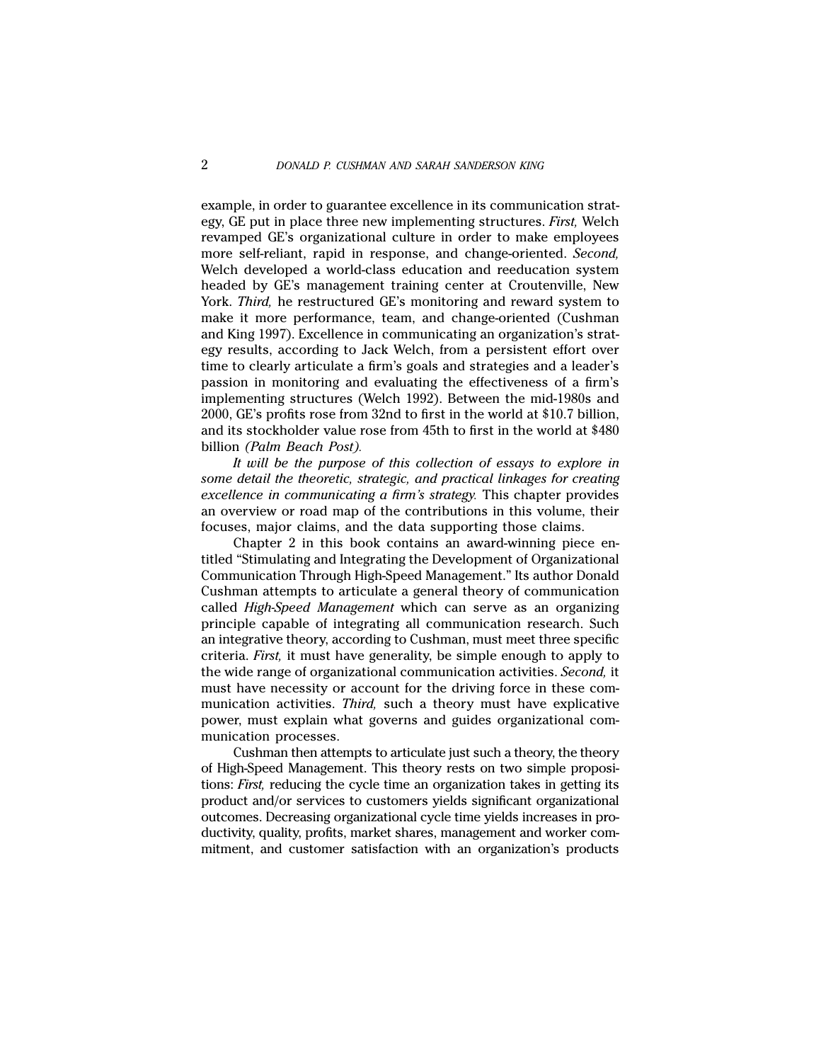example, in order to guarantee excellence in its communication strategy, GE put in place three new implementing structures. *First,* Welch revamped GE's organizational culture in order to make employees more self-reliant, rapid in response, and change-oriented. *Second,* Welch developed a world-class education and reeducation system headed by GE's management training center at Croutenville, New York. *Third,* he restructured GE's monitoring and reward system to make it more performance, team, and change-oriented (Cushman and King 1997). Excellence in communicating an organization's strategy results, according to Jack Welch, from a persistent effort over time to clearly articulate a firm's goals and strategies and a leader's passion in monitoring and evaluating the effectiveness of a firm's implementing structures (Welch 1992). Between the mid-1980s and 2000, GE's profits rose from 32nd to first in the world at $10.7 billion, and its stockholder value rose from 45th to first in the world at $480 billion *(Palm Beach Post).*

*It will be the purpose of this collection of essays to explore in some detail the theoretic, strategic, and practical linkages for creating excellence in communicating a firm's strategy.* This chapter provides an overview or road map of the contributions in this volume, their focuses, major claims, and the data supporting those claims.

Chapter 2 in this book contains an award-winning piece entitled "Stimulating and Integrating the Development of Organizational Communication Through High-Speed Management." Its author Donald Cushman attempts to articulate a general theory of communication called *High-Speed Management* which can serve as an organizing principle capable of integrating all communication research. Such an integrative theory, according to Cushman, must meet three specific criteria. *First,* it must have generality, be simple enough to apply to the wide range of organizational communication activities. *Second,* it must have necessity or account for the driving force in these communication activities. *Third,* such a theory must have explicative power, must explain what governs and guides organizational communication processes.

Cushman then attempts to articulate just such a theory, the theory of High-Speed Management. This theory rests on two simple propositions: *First,* reducing the cycle time an organization takes in getting its product and/or services to customers yields significant organizational outcomes. Decreasing organizational cycle time yields increases in productivity, quality, profits, market shares, management and worker commitment, and customer satisfaction with an organization's products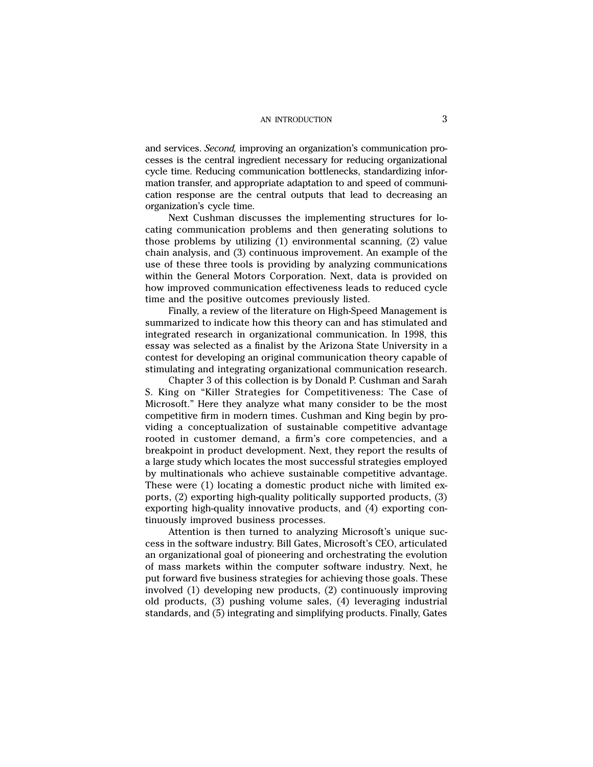and services. *Second,* improving an organization's communication processes is the central ingredient necessary for reducing organizational cycle time. Reducing communication bottlenecks, standardizing information transfer, and appropriate adaptation to and speed of communication response are the central outputs that lead to decreasing an organization's cycle time.

Next Cushman discusses the implementing structures for locating communication problems and then generating solutions to those problems by utilizing (1) environmental scanning, (2) value chain analysis, and (3) continuous improvement. An example of the use of these three tools is providing by analyzing communications within the General Motors Corporation. Next, data is provided on how improved communication effectiveness leads to reduced cycle time and the positive outcomes previously listed.

Finally, a review of the literature on High-Speed Management is summarized to indicate how this theory can and has stimulated and integrated research in organizational communication. In 1998, this essay was selected as a finalist by the Arizona State University in a contest for developing an original communication theory capable of stimulating and integrating organizational communication research.

Chapter 3 of this collection is by Donald P. Cushman and Sarah S. King on "Killer Strategies for Competitiveness: The Case of Microsoft." Here they analyze what many consider to be the most competitive firm in modern times. Cushman and King begin by providing a conceptualization of sustainable competitive advantage rooted in customer demand, a firm's core competencies, and a breakpoint in product development. Next, they report the results of a large study which locates the most successful strategies employed by multinationals who achieve sustainable competitive advantage. These were (1) locating a domestic product niche with limited exports, (2) exporting high-quality politically supported products, (3) exporting high-quality innovative products, and (4) exporting continuously improved business processes.

Attention is then turned to analyzing Microsoft's unique success in the software industry. Bill Gates, Microsoft's CEO, articulated an organizational goal of pioneering and orchestrating the evolution of mass markets within the computer software industry. Next, he put forward five business strategies for achieving those goals. These involved (1) developing new products, (2) continuously improving old products, (3) pushing volume sales, (4) leveraging industrial standards, and (5) integrating and simplifying products. Finally, Gates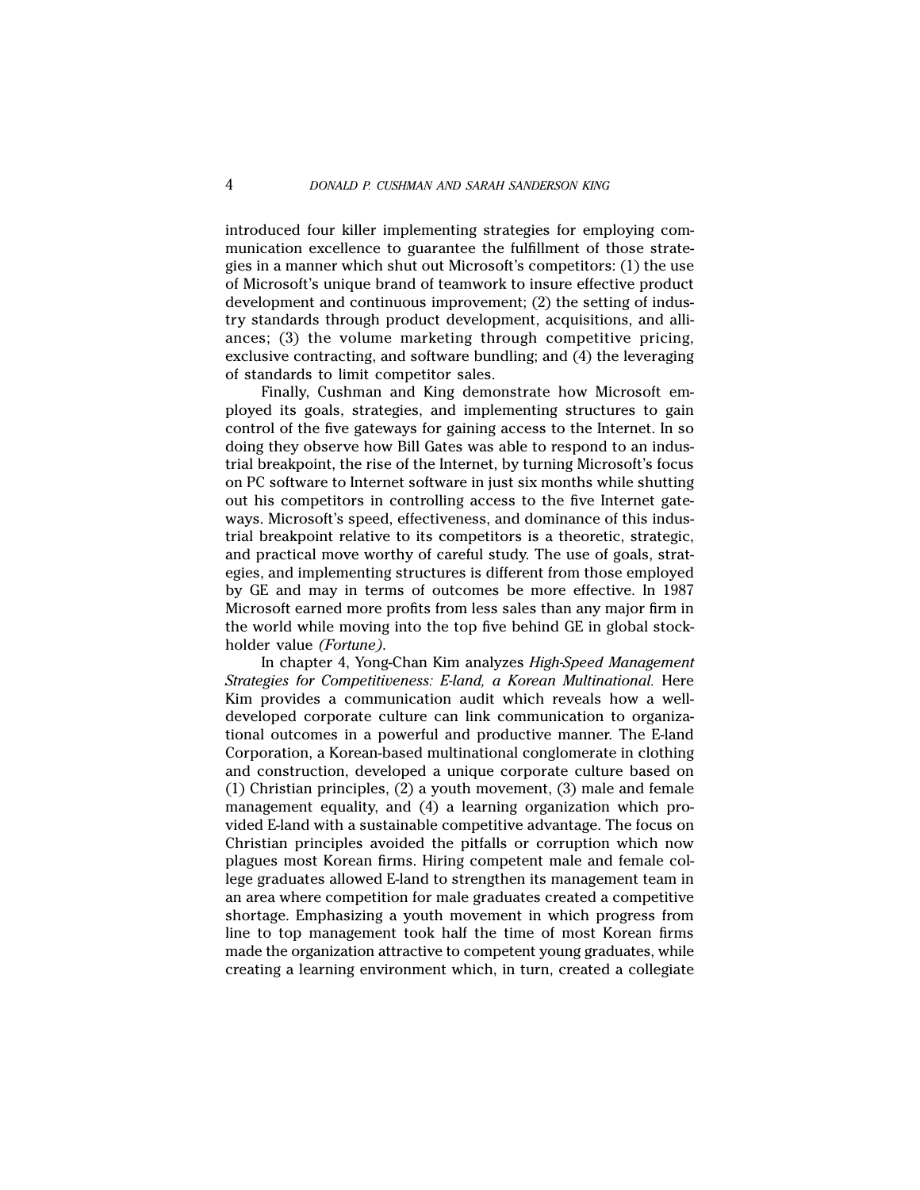introduced four killer implementing strategies for employing communication excellence to guarantee the fulfillment of those strategies in a manner which shut out Microsoft's competitors: (1) the use of Microsoft's unique brand of teamwork to insure effective product development and continuous improvement; (2) the setting of industry standards through product development, acquisitions, and alliances; (3) the volume marketing through competitive pricing, exclusive contracting, and software bundling; and (4) the leveraging of standards to limit competitor sales.

Finally, Cushman and King demonstrate how Microsoft employed its goals, strategies, and implementing structures to gain control of the five gateways for gaining access to the Internet. In so doing they observe how Bill Gates was able to respond to an industrial breakpoint, the rise of the Internet, by turning Microsoft's focus on PC software to Internet software in just six months while shutting out his competitors in controlling access to the five Internet gateways. Microsoft's speed, effectiveness, and dominance of this industrial breakpoint relative to its competitors is a theoretic, strategic, and practical move worthy of careful study. The use of goals, strategies, and implementing structures is different from those employed by GE and may in terms of outcomes be more effective. In 1987 Microsoft earned more profits from less sales than any major firm in the world while moving into the top five behind GE in global stockholder value *(Fortune)*.

In chapter 4, Yong-Chan Kim analyzes *High-Speed Management Strategies for Competitiveness: E-land, a Korean Multinational.* Here Kim provides a communication audit which reveals how a well-developed corporate culture can link communication to organizational outcomes in a powerful and productive manner. The E-land Corporation, a Korean-based multinational conglomerate in clothing and construction, developed a unique corporate culture based on (1) Christian principles, (2) a youth movement, (3) male and female management equality, and (4) a learning organization which provided E-land with a sustainable competitive advantage. The focus on Christian principles avoided the pitfalls or corruption which now plagues most Korean firms. Hiring competent male and female college graduates allowed E-land to strengthen its management team in an area where competition for male graduates created a competitive shortage. Emphasizing a youth movement in which progress from line to top management took half the time of most Korean firms made the organization attractive to competent young graduates, while creating a learning environment which, in turn, created a collegiate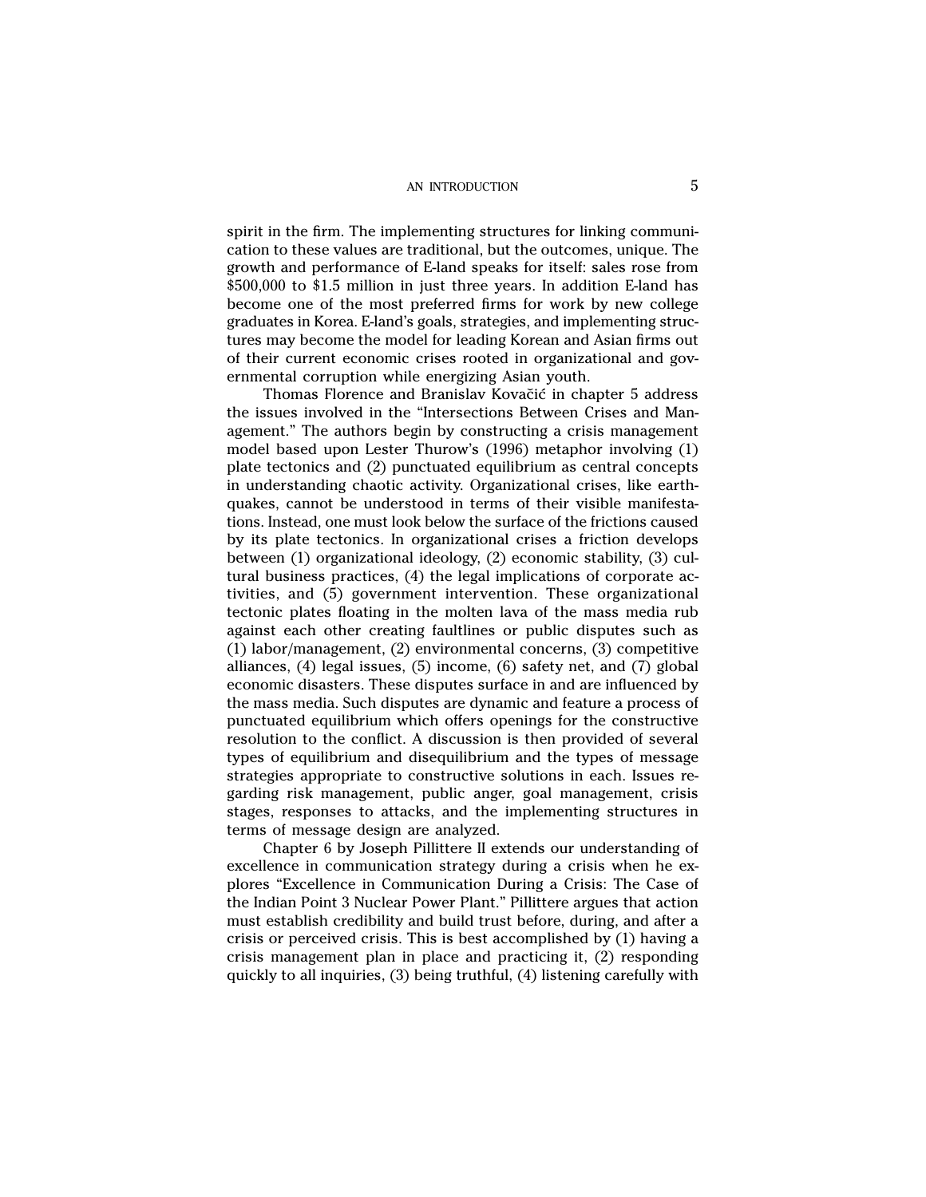spirit in the firm. The implementing structures for linking communication to these values are traditional, but the outcomes, unique. The growth and performance of E-land speaks for itself: sales rose from $500,000 to $1.5 million in just three years. In addition E-land has become one of the most preferred firms for work by new college graduates in Korea. E-land's goals, strategies, and implementing structures may become the model for leading Korean and Asian firms out of their current economic crises rooted in organizational and governmental corruption while energizing Asian youth.

Thomas Florence and Branislav Kovačić in chapter 5 address the issues involved in the "Intersections Between Crises and Management." The authors begin by constructing a crisis management model based upon Lester Thurow's (1996) metaphor involving (1) plate tectonics and (2) punctuated equilibrium as central concepts in understanding chaotic activity. Organizational crises, like earthquakes, cannot be understood in terms of their visible manifestations. Instead, one must look below the surface of the frictions caused by its plate tectonics. In organizational crises a friction develops between (1) organizational ideology, (2) economic stability, (3) cultural business practices, (4) the legal implications of corporate activities, and (5) government intervention. These organizational tectonic plates floating in the molten lava of the mass media rub against each other creating faultlines or public disputes such as (1) labor/management, (2) environmental concerns, (3) competitive alliances, (4) legal issues, (5) income, (6) safety net, and (7) global economic disasters. These disputes surface in and are influenced by the mass media. Such disputes are dynamic and feature a process of punctuated equilibrium which offers openings for the constructive resolution to the conflict. A discussion is then provided of several types of equilibrium and disequilibrium and the types of message strategies appropriate to constructive solutions in each. Issues regarding risk management, public anger, goal management, crisis stages, responses to attacks, and the implementing structures in terms of message design are analyzed.

Chapter 6 by Joseph Pillittere II extends our understanding of excellence in communication strategy during a crisis when he explores "Excellence in Communication During a Crisis: The Case of the Indian Point 3 Nuclear Power Plant." Pillittere argues that action must establish credibility and build trust before, during, and after a crisis or perceived crisis. This is best accomplished by (1) having a crisis management plan in place and practicing it, (2) responding quickly to all inquiries, (3) being truthful, (4) listening carefully with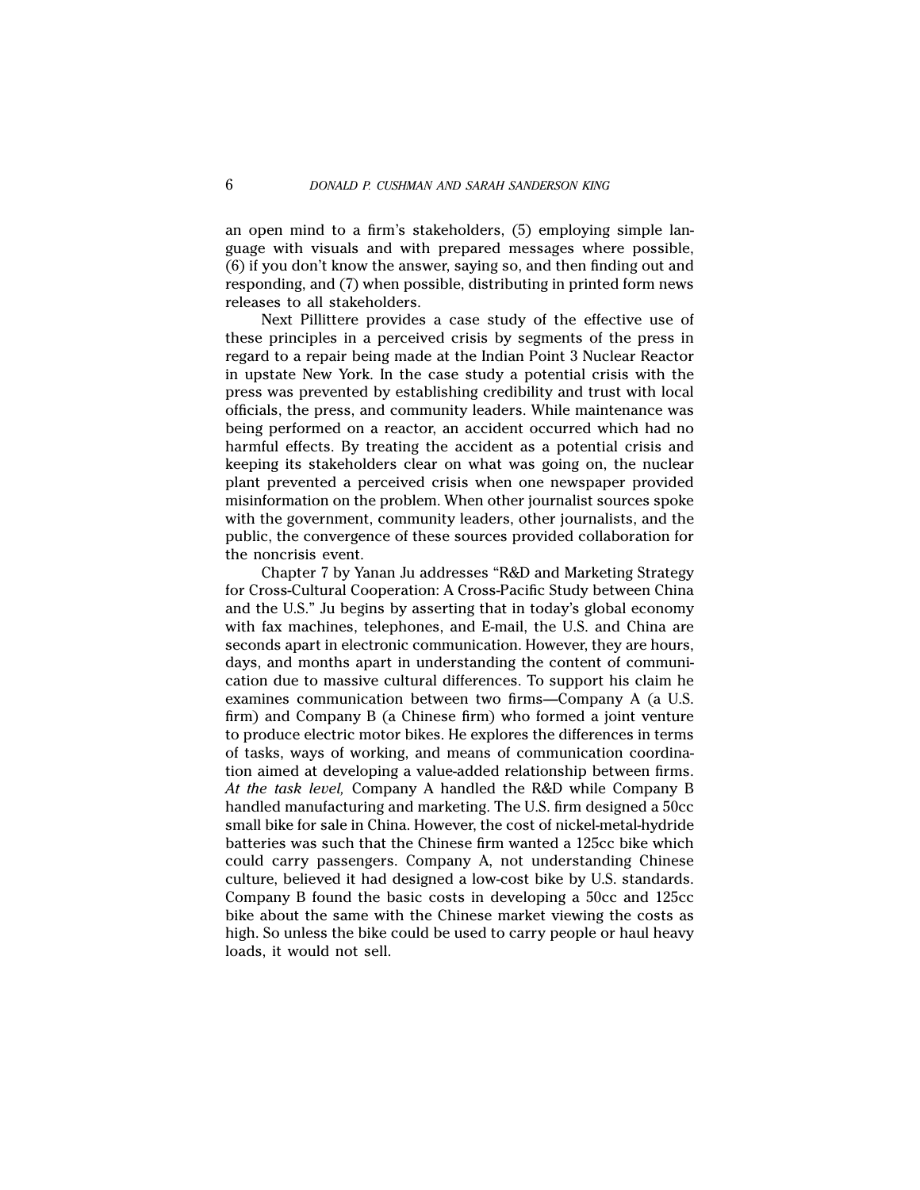an open mind to a firm's stakeholders, (5) employing simple language with visuals and with prepared messages where possible, (6) if you don't know the answer, saying so, and then finding out and responding, and (7) when possible, distributing in printed form news releases to all stakeholders.

Next Pillittere provides a case study of the effective use of these principles in a perceived crisis by segments of the press in regard to a repair being made at the Indian Point 3 Nuclear Reactor in upstate New York. In the case study a potential crisis with the press was prevented by establishing credibility and trust with local officials, the press, and community leaders. While maintenance was being performed on a reactor, an accident occurred which had no harmful effects. By treating the accident as a potential crisis and keeping its stakeholders clear on what was going on, the nuclear plant prevented a perceived crisis when one newspaper provided misinformation on the problem. When other journalist sources spoke with the government, community leaders, other journalists, and the public, the convergence of these sources provided collaboration for the noncrisis event.

Chapter 7 by Yanan Ju addresses "R&D and Marketing Strategy for Cross-Cultural Cooperation: A Cross-Pacific Study between China and the U.S." Ju begins by asserting that in today's global economy with fax machines, telephones, and E-mail, the U.S. and China are seconds apart in electronic communication. However, they are hours, days, and months apart in understanding the content of communication due to massive cultural differences. To support his claim he examines communication between two firms—Company A (a U.S. firm) and Company B (a Chinese firm) who formed a joint venture to produce electric motor bikes. He explores the differences in terms of tasks, ways of working, and means of communication coordination aimed at developing a value-added relationship between firms. *At the task level,* Company A handled the R&D while Company B handled manufacturing and marketing. The U.S. firm designed a 50cc small bike for sale in China. However, the cost of nickel-metal-hydride batteries was such that the Chinese firm wanted a 125cc bike which could carry passengers. Company A, not understanding Chinese culture, believed it had designed a low-cost bike by U.S. standards. Company B found the basic costs in developing a 50cc and 125cc bike about the same with the Chinese market viewing the costs as high. So unless the bike could be used to carry people or haul heavy loads, it would not sell.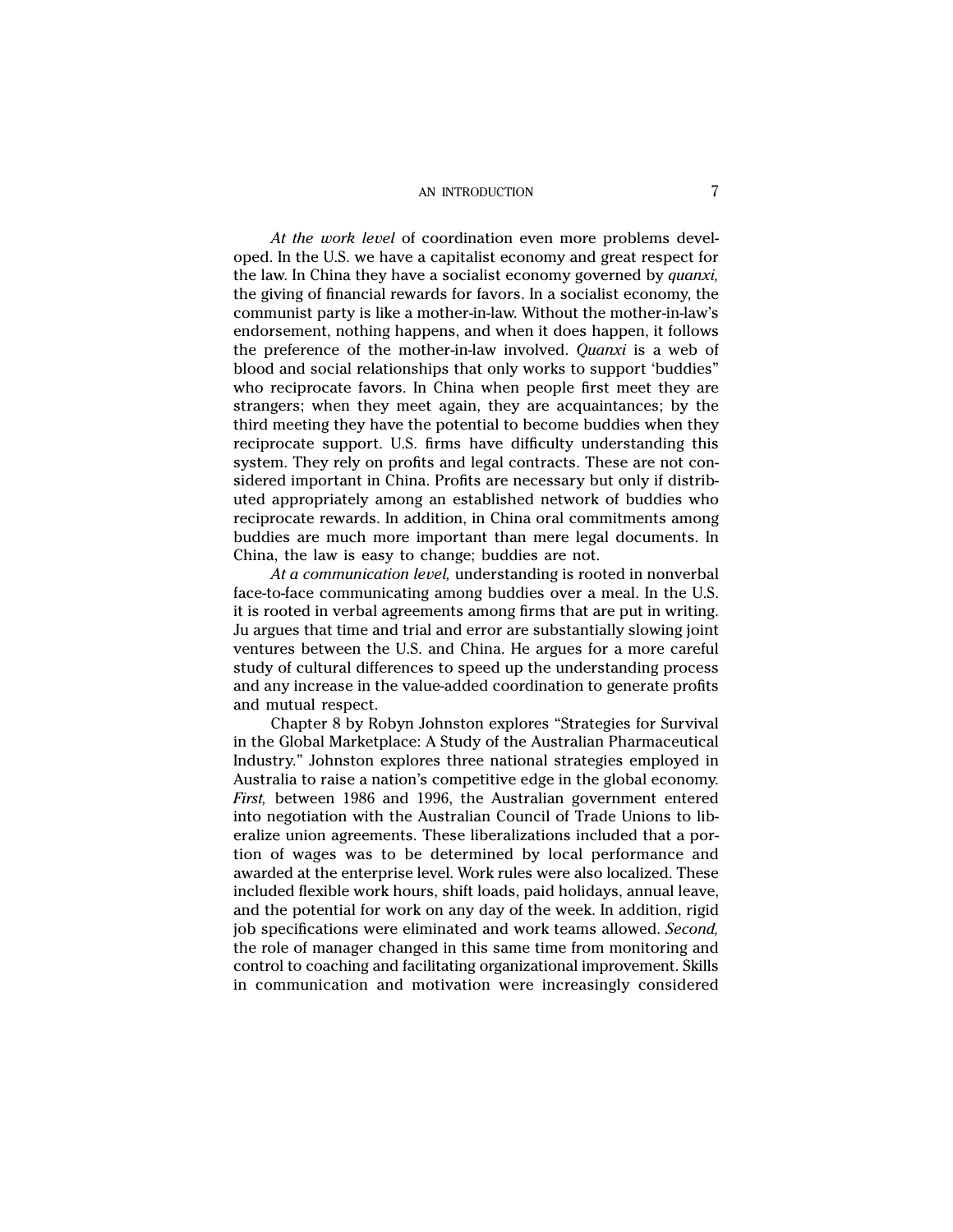*At the work level* of coordination even more problems developed. In the U.S. we have a capitalist economy and great respect for the law. In China they have a socialist economy governed by *quanxi,* the giving of financial rewards for favors. In a socialist economy, the communist party is like a mother-in-law. Without the mother-in-law's endorsement, nothing happens, and when it does happen, it follows the preference of the mother-in-law involved. *Quanxi* is a web of blood and social relationships that only works to support 'buddies" who reciprocate favors. In China when people first meet they are strangers; when they meet again, they are acquaintances; by the third meeting they have the potential to become buddies when they reciprocate support. U.S. firms have difficulty understanding this system. They rely on profits and legal contracts. These are not considered important in China. Profits are necessary but only if distributed appropriately among an established network of buddies who reciprocate rewards. In addition, in China oral commitments among buddies are much more important than mere legal documents. In China, the law is easy to change; buddies are not.

*At a communication level,* understanding is rooted in nonverbal face-to-face communicating among buddies over a meal. In the U.S. it is rooted in verbal agreements among firms that are put in writing. Ju argues that time and trial and error are substantially slowing joint ventures between the U.S. and China. He argues for a more careful study of cultural differences to speed up the understanding process and any increase in the value-added coordination to generate profits and mutual respect.

Chapter 8 by Robyn Johnston explores "Strategies for Survival in the Global Marketplace: A Study of the Australian Pharmaceutical Industry." Johnston explores three national strategies employed in Australia to raise a nation's competitive edge in the global economy. *First,* between 1986 and 1996, the Australian government entered into negotiation with the Australian Council of Trade Unions to liberalize union agreements. These liberalizations included that a portion of wages was to be determined by local performance and awarded at the enterprise level. Work rules were also localized. These included flexible work hours, shift loads, paid holidays, annual leave, and the potential for work on any day of the week. In addition, rigid job specifications were eliminated and work teams allowed. *Second,* the role of manager changed in this same time from monitoring and control to coaching and facilitating organizational improvement. Skills in communication and motivation were increasingly considered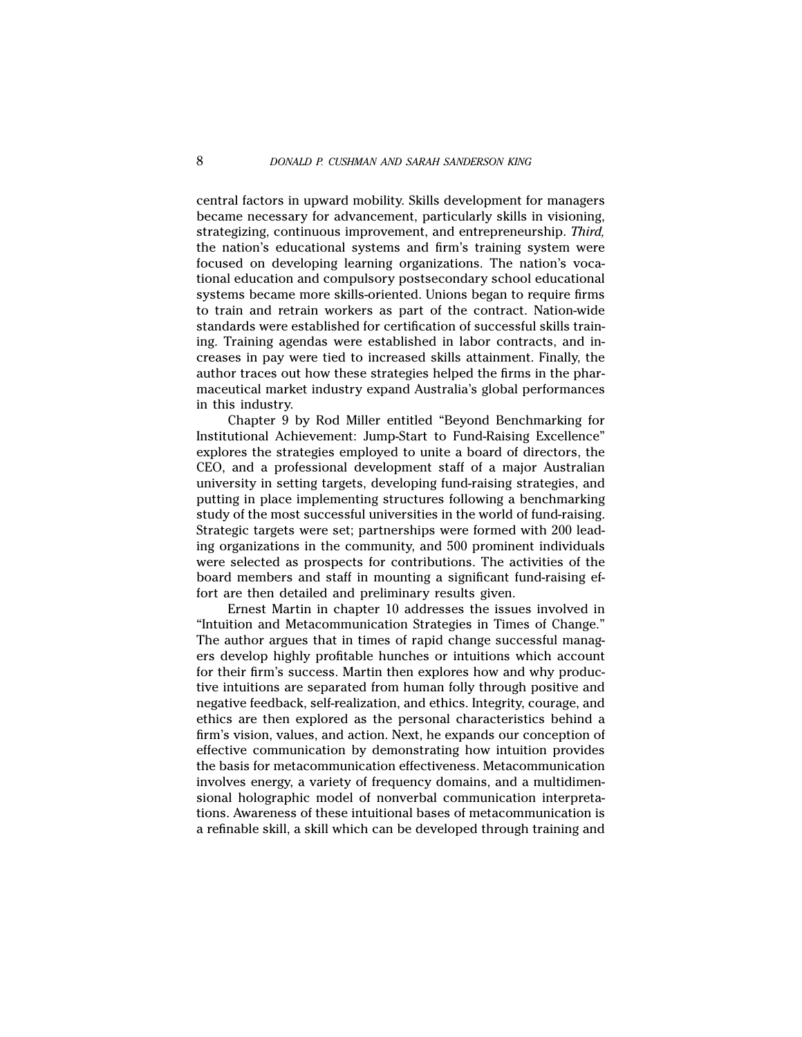central factors in upward mobility. Skills development for managers became necessary for advancement, particularly skills in visioning, strategizing, continuous improvement, and entrepreneurship. *Third,* the nation's educational systems and firm's training system were focused on developing learning organizations. The nation's vocational education and compulsory postsecondary school educational systems became more skills-oriented. Unions began to require firms to train and retrain workers as part of the contract. Nation-wide standards were established for certification of successful skills training. Training agendas were established in labor contracts, and increases in pay were tied to increased skills attainment. Finally, the author traces out how these strategies helped the firms in the pharmaceutical market industry expand Australia's global performances in this industry.

Chapter 9 by Rod Miller entitled "Beyond Benchmarking for Institutional Achievement: Jump-Start to Fund-Raising Excellence" explores the strategies employed to unite a board of directors, the CEO, and a professional development staff of a major Australian university in setting targets, developing fund-raising strategies, and putting in place implementing structures following a benchmarking study of the most successful universities in the world of fund-raising. Strategic targets were set; partnerships were formed with 200 leading organizations in the community, and 500 prominent individuals were selected as prospects for contributions. The activities of the board members and staff in mounting a significant fund-raising effort are then detailed and preliminary results given.

Ernest Martin in chapter 10 addresses the issues involved in "Intuition and Metacommunication Strategies in Times of Change." The author argues that in times of rapid change successful managers develop highly profitable hunches or intuitions which account for their firm's success. Martin then explores how and why productive intuitions are separated from human folly through positive and negative feedback, self-realization, and ethics. Integrity, courage, and ethics are then explored as the personal characteristics behind a firm's vision, values, and action. Next, he expands our conception of effective communication by demonstrating how intuition provides the basis for metacommunication effectiveness. Metacommunication involves energy, a variety of frequency domains, and a multidimensional holographic model of nonverbal communication interpretations. Awareness of these intuitional bases of metacommunication is a refinable skill, a skill which can be developed through training and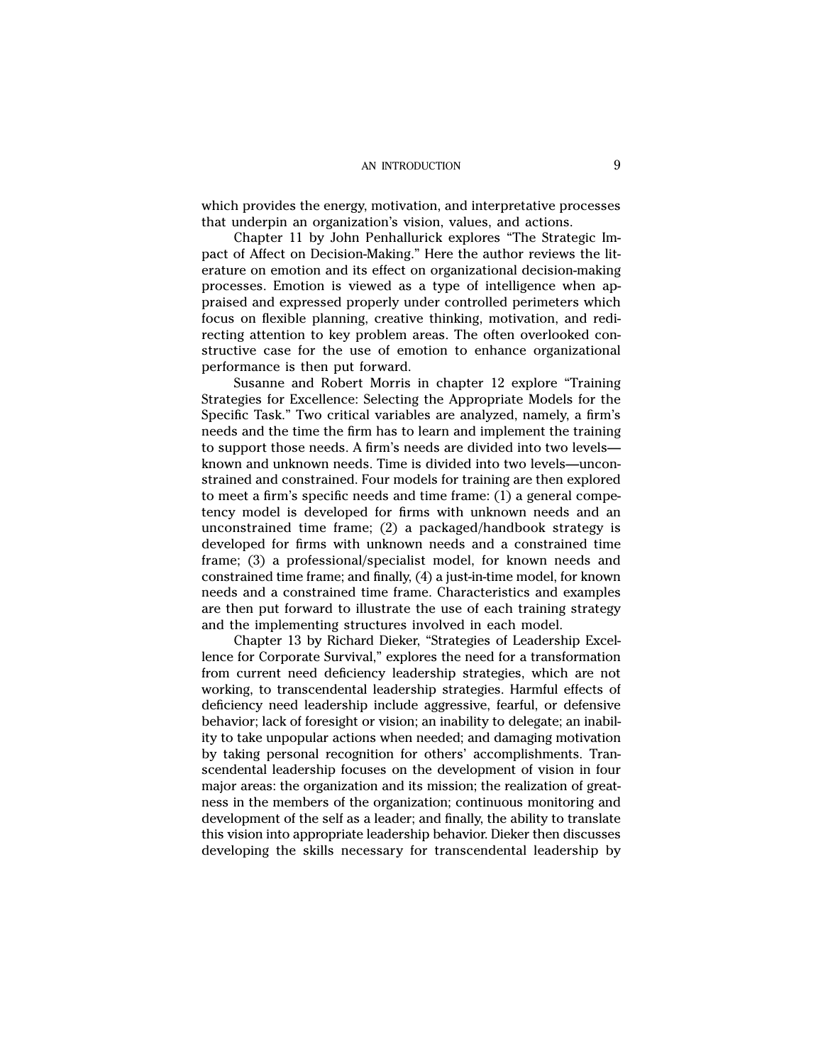which provides the energy, motivation, and interpretative processes that underpin an organization's vision, values, and actions.

Chapter 11 by John Penhallurick explores "The Strategic Impact of Affect on Decision-Making." Here the author reviews the literature on emotion and its effect on organizational decision-making processes. Emotion is viewed as a type of intelligence when appraised and expressed properly under controlled perimeters which focus on flexible planning, creative thinking, motivation, and redirecting attention to key problem areas. The often overlooked constructive case for the use of emotion to enhance organizational performance is then put forward.

Susanne and Robert Morris in chapter 12 explore "Training Strategies for Excellence: Selecting the Appropriate Models for the Specific Task." Two critical variables are analyzed, namely, a firm's needs and the time the firm has to learn and implement the training to support those needs. A firm's needs are divided into two levels—known and unknown needs. Time is divided into two levels—unconstrained and constrained. Four models for training are then explored to meet a firm's specific needs and time frame: (1) a general competency model is developed for firms with unknown needs and an unconstrained time frame; (2) a packaged/handbook strategy is developed for firms with unknown needs and a constrained time frame; (3) a professional/specialist model, for known needs and constrained time frame; and finally, (4) a just-in-time model, for known needs and a constrained time frame. Characteristics and examples are then put forward to illustrate the use of each training strategy and the implementing structures involved in each model.

Chapter 13 by Richard Dieker, "Strategies of Leadership Excellence for Corporate Survival," explores the need for a transformation from current need deficiency leadership strategies, which are not working, to transcendental leadership strategies. Harmful effects of deficiency need leadership include aggressive, fearful, or defensive behavior; lack of foresight or vision; an inability to delegate; an inability to take unpopular actions when needed; and damaging motivation by taking personal recognition for others' accomplishments. Transcendental leadership focuses on the development of vision in four major areas: the organization and its mission; the realization of greatness in the members of the organization; continuous monitoring and development of the self as a leader; and finally, the ability to translate this vision into appropriate leadership behavior. Dieker then discusses developing the skills necessary for transcendental leadership by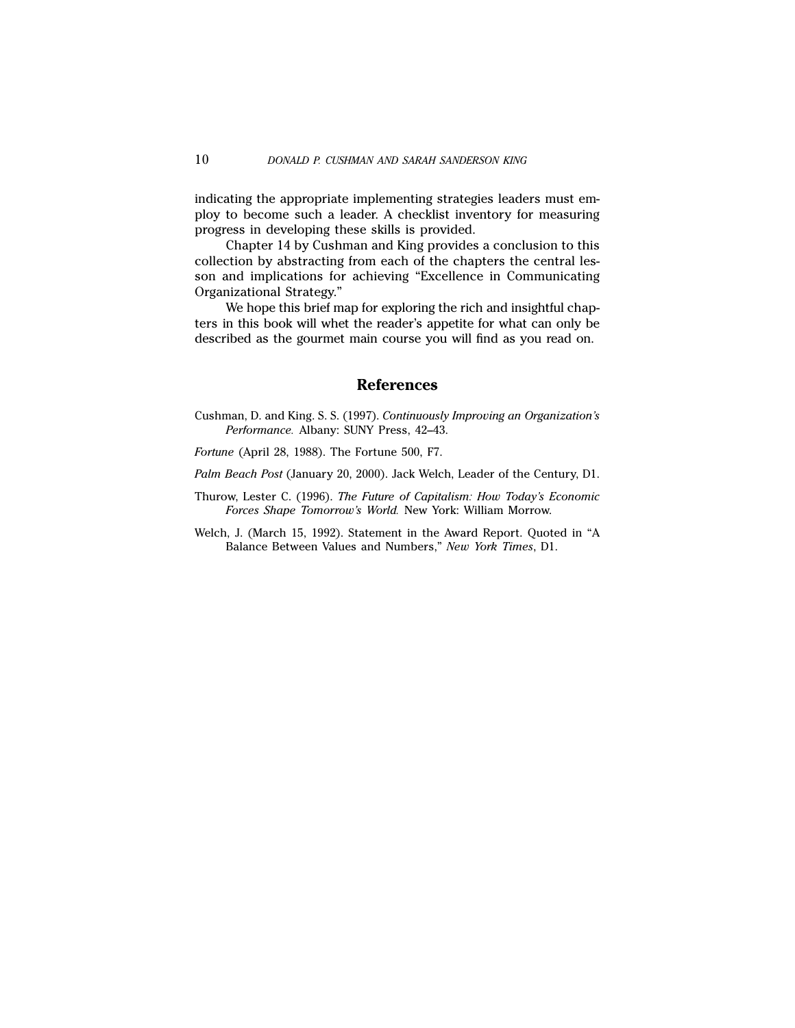indicating the appropriate implementing strategies leaders must employ to become such a leader. A checklist inventory for measuring progress in developing these skills is provided.

Chapter 14 by Cushman and King provides a conclusion to this collection by abstracting from each of the chapters the central lesson and implications for achieving "Excellence in Communicating Organizational Strategy."

We hope this brief map for exploring the rich and insightful chapters in this book will whet the reader's appetite for what can only be described as the gourmet main course you will find as you read on.

## References

Cushman, D. and King. S. S. (1997). *Continuously Improving an Organization's Performance.* Albany: SUNY Press, 42–43.

*Fortune* (April 28, 1988). The Fortune 500, F7.

*Palm Beach Post* (January 20, 2000). Jack Welch, Leader of the Century, D1.

Thurow, Lester C. (1996). *The Future of Capitalism: How Today's Economic Forces Shape Tomorrow's World.* New York: William Morrow.

Welch, J. (March 15, 1992). Statement in the Award Report. Quoted in "A Balance Between Values and Numbers," *New York Times*, D1.